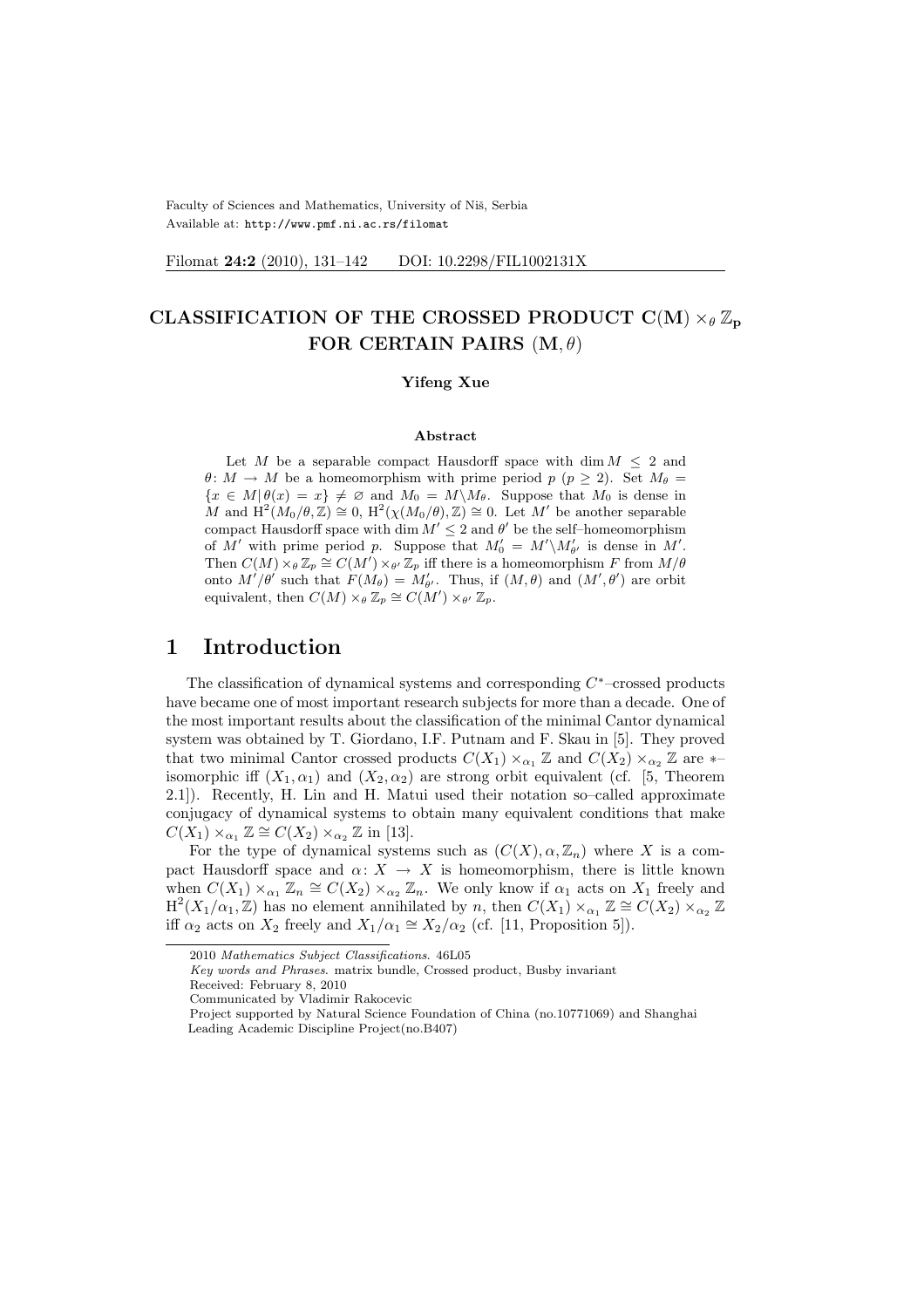Faculty of Sciences and Mathematics, University of Niš, Serbia
Available at: http://www.pmf.ni.ac.rs/filomat

Filomat **24:2** (2010), 131–142 DOI: 10.2298/FIL1002131X

# CLASSIFICATION OF THE CROSSED PRODUCT $\mathbf{C(M)} \times_\theta \mathbb{Z}_\mathbf{p}$ FOR CERTAIN PAIRS $(\mathbf{M}, \theta)$

**Yifeng Xue**

**Abstract**

Let $M$ be a separable compact Hausdorff space with $\dim M \leq 2$ and $\theta\colon M \to M$ be a homeomorphism with prime period $p$ ($p \geq 2$). Set $M_\theta = \{x \in M \,|\, \theta(x) = x\} \neq \varnothing$ and $M_0 = M \backslash M_\theta$. Suppose that $M_0$ is dense in $M$ and $\mathrm{H}^2(M_0/\theta, \mathbb{Z}) \cong 0$, $\mathrm{H}^2(\chi(M_0/\theta), \mathbb{Z}) \cong 0$. Let $M'$ be another separable compact Hausdorff space with $\dim M' \leq 2$ and $\theta'$ be the self–homeomorphism of $M'$ with prime period $p$. Suppose that $M'_0 = M' \backslash M'_{\theta'}$ is dense in $M'$. Then $C(M) \times_\theta \mathbb{Z}_p \cong C(M') \times_{\theta'} \mathbb{Z}_p$ iff there is a homeomorphism $F$ from $M/\theta$ onto $M'/\theta'$ such that $F(M_\theta) = M'_{\theta'}$. Thus, if $(M, \theta)$ and $(M', \theta')$ are orbit equivalent, then $C(M) \times_\theta \mathbb{Z}_p \cong C(M') \times_{\theta'} \mathbb{Z}_p$.

# 1 Introduction

The classification of dynamical systems and corresponding $C^*$–crossed products have became one of most important research subjects for more than a decade. One of the most important results about the classification of the minimal Cantor dynamical system was obtained by T. Giordano, I.F. Putnam and F. Skau in [5]. They proved that two minimal Cantor crossed products $C(X_1) \times_{\alpha_1} \mathbb{Z}$ and $C(X_2) \times_{\alpha_2} \mathbb{Z}$ are $*$–isomorphic iff $(X_1, \alpha_1)$ and $(X_2, \alpha_2)$ are strong orbit equivalent (cf. [5, Theorem 2.1]). Recently, H. Lin and H. Matui used their notation so–called approximate conjugacy of dynamical systems to obtain many equivalent conditions that make $C(X_1) \times_{\alpha_1} \mathbb{Z} \cong C(X_2) \times_{\alpha_2} \mathbb{Z}$ in [13].

For the type of dynamical systems such as $(C(X), \alpha, \mathbb{Z}_n)$ where $X$ is a compact Hausdorff space and $\alpha\colon X \to X$ is homeomorphism, there is little known when $C(X_1) \times_{\alpha_1} \mathbb{Z}_n \cong C(X_2) \times_{\alpha_2} \mathbb{Z}_n$. We only know if $\alpha_1$ acts on $X_1$ freely and $\mathrm{H}^2(X_1/\alpha_1, \mathbb{Z})$ has no element annihilated by $n$, then $C(X_1) \times_{\alpha_1} \mathbb{Z} \cong C(X_2) \times_{\alpha_2} \mathbb{Z}$ iff $\alpha_2$ acts on $X_2$ freely and $X_1/\alpha_1 \cong X_2/\alpha_2$ (cf. [11, Proposition 5]).

2010 *Mathematics Subject Classifications*. 46L05
*Key words and Phrases*. matrix bundle, Crossed product, Busby invariant
Received: February 8, 2010
Communicated by Vladimir Rakocevic
Project supported by Natural Science Foundation of China (no.10771069) and Shanghai Leading Academic Discipline Project(no.B407)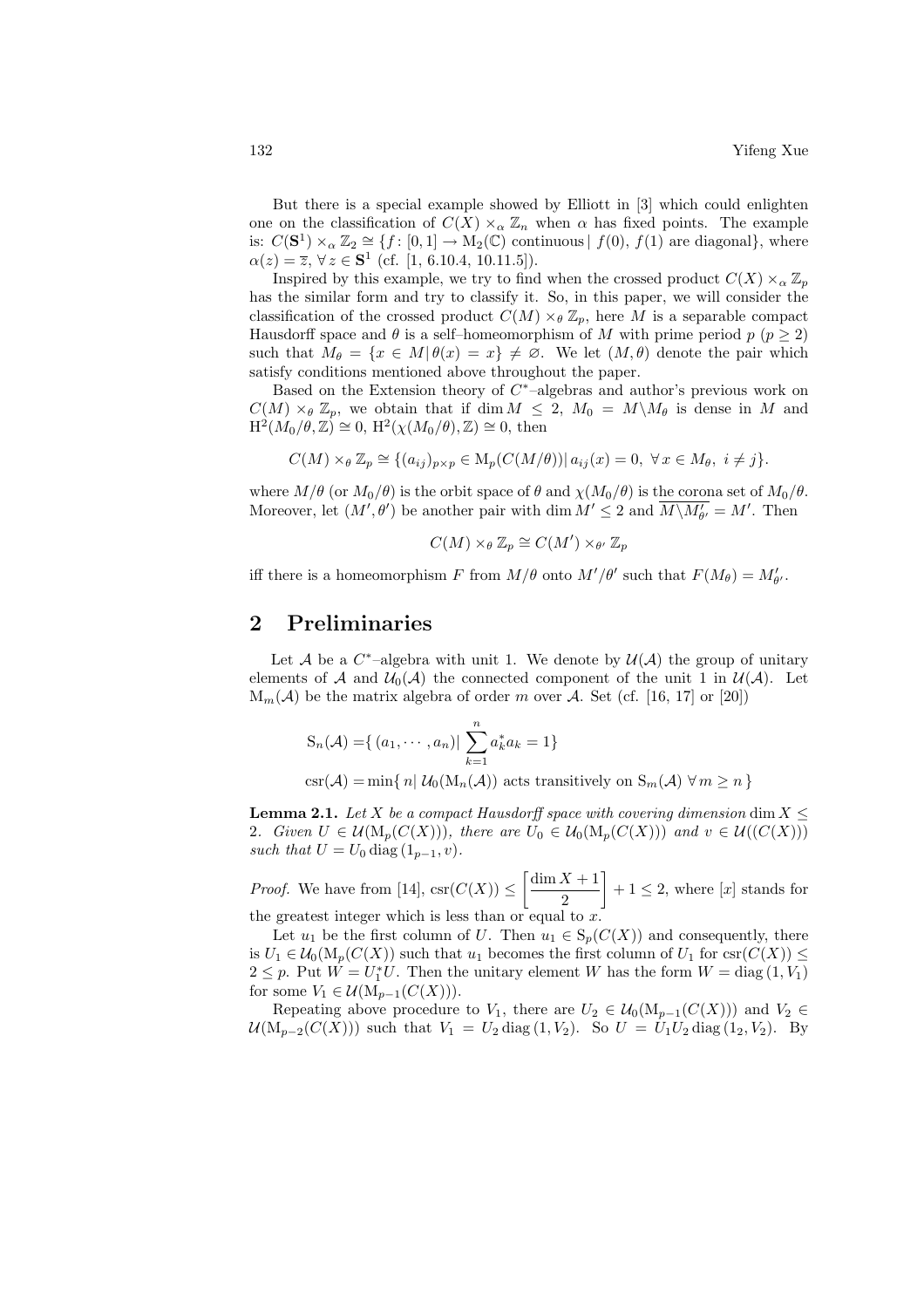But there is a special example showed by Elliott in [3] which could enlighten one on the classification of $C(X)\times_\alpha \mathbb{Z}_n$ when $\alpha$ has fixed points. The example is: $C(\mathbf{S}^1)\times_\alpha \mathbb{Z}_2\cong\{f\colon[0,1]\to \mathrm{M}_2(\mathbb{C})$ continuous$\,|\,f(0),\,f(1)$ are diagonal$\}$, where $\alpha(z)=\overline{z}$, $\forall\, z\in\mathbf{S}^1$ (cf. [1, 6.10.4, 10.11.5]).

Inspired by this example, we try to find when the crossed product $C(X)\times_\alpha\mathbb{Z}_p$ has the similar form and try to classify it. So, in this paper, we will consider the classification of the crossed product $C(M)\times_\theta\mathbb{Z}_p$, here $M$ is a separable compact Hausdorff space and $\theta$ is a self–homeomorphism of $M$ with prime period $p$ $(p\ge 2)$ such that $M_\theta=\{x\in M\,|\,\theta(x)=x\}\neq\varnothing$. We let $(M,\theta)$ denote the pair which satisfy conditions mentioned above throughout the paper.

Based on the Extension theory of $C^*$–algebras and author's previous work on $C(M)\times_\theta\mathbb{Z}_p$, we obtain that if $\dim M\le 2$, $M_0=M\backslash M_\theta$ is dense in $M$ and $\mathrm{H}^2(M_0/\theta,\mathbb{Z})\cong 0$, $\mathrm{H}^2(\chi(M_0/\theta),\mathbb{Z})\cong 0$, then

$$C(M)\times_\theta\mathbb{Z}_p\cong\{(a_{ij})_{p\times p}\in\mathrm{M}_p(C(M/\theta))\,|\,a_{ij}(x)=0,\ \forall\,x\in M_\theta,\ i\neq j\}.$$

where $M/\theta$ (or $M_0/\theta$) is the orbit space of $\theta$ and $\chi(M_0/\theta)$ is the corona set of $M_0/\theta$. Moreover, let $(M',\theta')$ be another pair with $\dim M'\le 2$ and $\overline{M\backslash M'_{\theta'}}=M'$. Then

$$C(M)\times_\theta\mathbb{Z}_p\cong C(M')\times_{\theta'}\mathbb{Z}_p$$

iff there is a homeomorphism $F$ from $M/\theta$ onto $M'/\theta'$ such that $F(M_\theta)=M'_{\theta'}$.

## 2 Preliminaries

Let $\mathcal{A}$ be a $C^*$–algebra with unit 1. We denote by $\mathcal{U}(\mathcal{A})$ the group of unitary elements of $\mathcal{A}$ and $\mathcal{U}_0(\mathcal{A})$ the connected component of the unit 1 in $\mathcal{U}(\mathcal{A})$. Let $\mathrm{M}_m(\mathcal{A})$ be the matrix algebra of order $m$ over $\mathcal{A}$. Set (cf. [16, 17] or [20])

$$\begin{aligned}\mathrm{S}_n(\mathcal{A})&=\{\,(a_1,\cdots,a_n)|\ \sum_{k=1}^{n}a_k^*a_k=1\}\\ \mathrm{csr}(\mathcal{A})&=\min\{\,n|\ \mathcal{U}_0(\mathrm{M}_n(\mathcal{A}))\text{ acts transitively on }\mathrm{S}_m(\mathcal{A})\ \forall\, m\ge n\,\}\end{aligned}$$

**Lemma 2.1.** *Let $X$ be a compact Hausdorff space with covering dimension $\dim X\le 2$. Given $U\in\mathcal{U}(\mathrm{M}_p(C(X)))$, there are $U_0\in\mathcal{U}_0(\mathrm{M}_p(C(X)))$ and $v\in\mathcal{U}((C(X)))$ such that $U=U_0\,\mathrm{diag}\,(1_{p-1},v)$.*

*Proof.* We have from [14], $\mathrm{csr}(C(X))\le\left[\dfrac{\dim X+1}{2}\right]+1\le 2$, where $[x]$ stands for the greatest integer which is less than or equal to $x$.

Let $u_1$ be the first column of $U$. Then $u_1\in\mathrm{S}_p(C(X))$ and consequently, there is $U_1\in\mathcal{U}_0(\mathrm{M}_p(C(X))$ such that $u_1$ becomes the first column of $U_1$ for $\mathrm{csr}(C(X))\le 2\le p$. Put $W=U_1^*U$. Then the unitary element $W$ has the form $W=\mathrm{diag}\,(1,V_1)$ for some $V_1\in\mathcal{U}(\mathrm{M}_{p-1}(C(X)))$.

Repeating above procedure to $V_1$, there are $U_2\in\mathcal{U}_0(\mathrm{M}_{p-1}(C(X)))$ and $V_2\in\mathcal{U}(\mathrm{M}_{p-2}(C(X)))$ such that $V_1=U_2\,\mathrm{diag}\,(1,V_2)$. So $U=U_1U_2\,\mathrm{diag}\,(1_2,V_2)$. By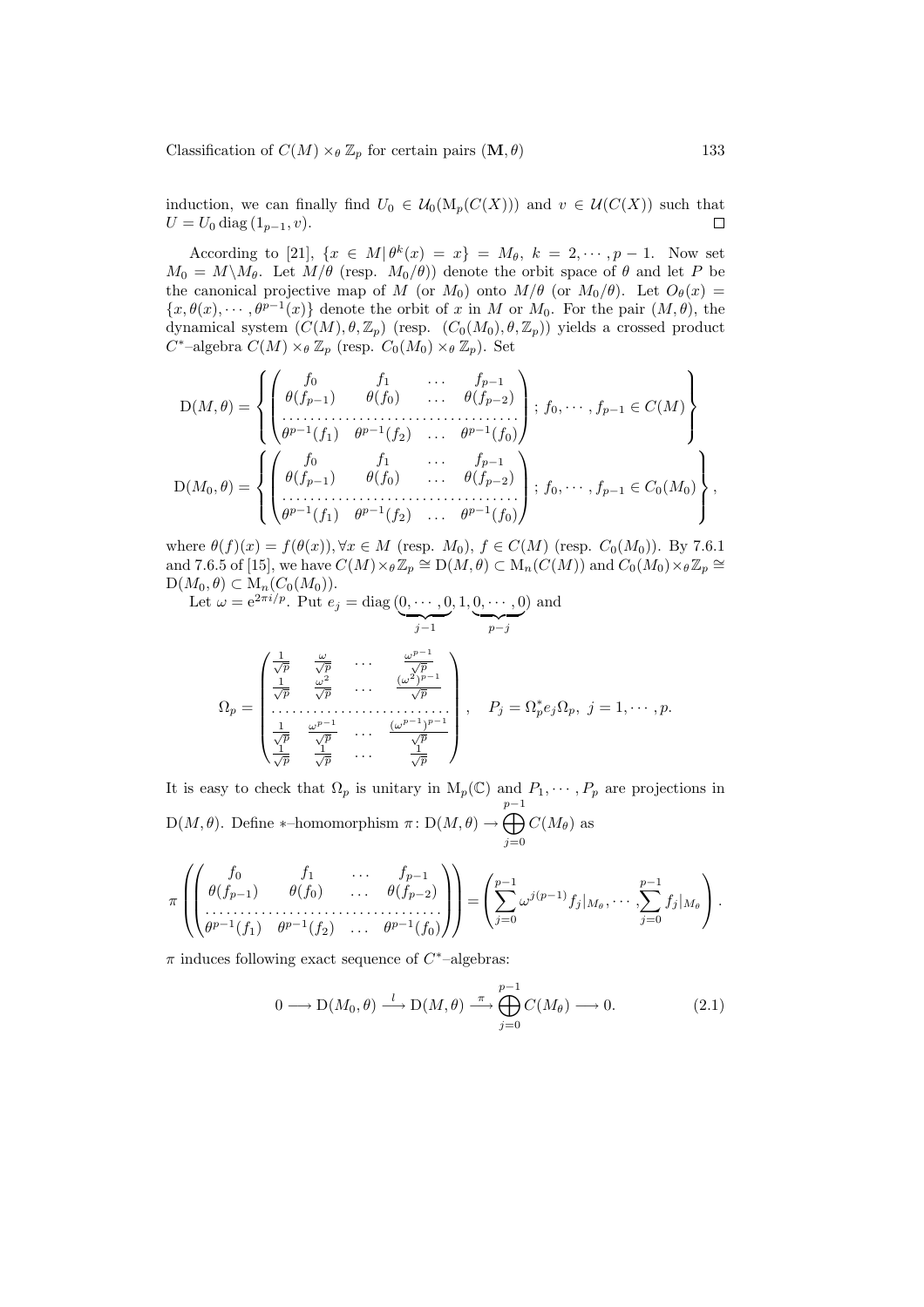induction, we can finally find $U_0 \in \mathcal{U}_0(\mathrm{M}_p(C(X)))$ and $v \in \mathcal{U}(C(X))$ such that $U = U_0 \operatorname{diag}(1_{p-1}, v)$. $\square$

According to [21], $\{x \in M \,|\, \theta^k(x) = x\} = M_\theta$, $k = 2, \cdots, p-1$. Now set $M_0 = M \backslash M_\theta$. Let $M/\theta$ (resp. $M_0/\theta$)) denote the orbit space of $\theta$ and let $P$ be the canonical projective map of $M$ (or $M_0$) onto $M/\theta$ (or $M_0/\theta$). Let $O_\theta(x) = \{x, \theta(x), \cdots, \theta^{p-1}(x)\}$ denote the orbit of $x$ in $M$ or $M_0$. For the pair $(M, \theta)$, the dynamical system $(C(M), \theta, \mathbb{Z}_p)$ (resp. $(C_0(M_0), \theta, \mathbb{Z}_p)$) yields a crossed product $C^*$–algebra $C(M) \times_\theta \mathbb{Z}_p$ (resp. $C_0(M_0) \times_\theta \mathbb{Z}_p$). Set

$$\mathrm{D}(M,\theta) = \left\{ \begin{pmatrix} f_0 & f_1 & \dots & f_{p-1} \\ \theta(f_{p-1}) & \theta(f_0) & \dots & \theta(f_{p-2}) \\ \dots & \dots & \dots & \dots \\ \theta^{p-1}(f_1) & \theta^{p-1}(f_2) & \dots & \theta^{p-1}(f_0) \end{pmatrix} ; \, f_0, \cdots, f_{p-1} \in C(M) \right\}$$

$$\mathrm{D}(M_0,\theta) = \left\{ \begin{pmatrix} f_0 & f_1 & \dots & f_{p-1} \\ \theta(f_{p-1}) & \theta(f_0) & \dots & \theta(f_{p-2}) \\ \dots & \dots & \dots & \dots \\ \theta^{p-1}(f_1) & \theta^{p-1}(f_2) & \dots & \theta^{p-1}(f_0) \end{pmatrix} ; \, f_0, \cdots, f_{p-1} \in C_0(M_0) \right\},$$

where $\theta(f)(x) = f(\theta(x)), \forall x \in M$ (resp. $M_0$), $f \in C(M)$ (resp. $C_0(M_0)$). By 7.6.1 and 7.6.5 of [15], we have $C(M) \times_\theta \mathbb{Z}_p \cong \mathrm{D}(M,\theta) \subset \mathrm{M}_n(C(M))$ and $C_0(M_0) \times_\theta \mathbb{Z}_p \cong \mathrm{D}(M_0,\theta) \subset \mathrm{M}_n(C_0(M_0))$.

Let $\omega = \mathrm{e}^{2\pi i/p}$. Put $e_j = \operatorname{diag}(\underbrace{0, \cdots, 0}_{j-1}, 1, \underbrace{0, \cdots, 0}_{p-j})$ and

$$\Omega_p = \begin{pmatrix} \frac{1}{\sqrt{p}} & \frac{\omega}{\sqrt{p}} & \dots & \frac{\omega^{p-1}}{\sqrt{p}} \\ \frac{1}{\sqrt{p}} & \frac{\omega^2}{\sqrt{p}} & \dots & \frac{(\omega^2)^{p-1}}{\sqrt{p}} \\ \dots & \dots & \dots & \dots \\ \frac{1}{\sqrt{p}} & \frac{\omega^{p-1}}{\sqrt{p}} & \dots & \frac{(\omega^{p-1})^{p-1}}{\sqrt{p}} \\ \frac{1}{\sqrt{p}} & \frac{1}{\sqrt{p}} & \dots & \frac{1}{\sqrt{p}} \end{pmatrix}, \quad P_j = \Omega_p^* e_j \Omega_p, \; j = 1, \cdots, p.$$

It is easy to check that $\Omega_p$ is unitary in $\mathrm{M}_p(\mathbb{C})$ and $P_1, \cdots, P_p$ are projections in $\mathrm{D}(M,\theta)$. Define $*$–homomorphism $\pi \colon \mathrm{D}(M,\theta) \to \bigoplus_{j=0}^{p-1} C(M_\theta)$ as

$$\pi \left( \begin{pmatrix} f_0 & f_1 & \dots & f_{p-1} \\ \theta(f_{p-1}) & \theta(f_0) & \dots & \theta(f_{p-2}) \\ \dots & \dots & \dots & \dots \\ \theta^{p-1}(f_1) & \theta^{p-1}(f_2) & \dots & \theta^{p-1}(f_0) \end{pmatrix} \right) = \left( \sum_{j=0}^{p-1} \omega^{j(p-1)} f_j|_{M_\theta}, \cdots, \sum_{j=0}^{p-1} f_j|_{M_\theta} \right).$$

$\pi$ induces following exact sequence of $C^*$–algebras:

$$0 \longrightarrow \mathrm{D}(M_0,\theta) \xrightarrow{\;l\;} \mathrm{D}(M,\theta) \xrightarrow{\;\pi\;} \bigoplus_{j=0}^{p-1} C(M_\theta) \longrightarrow 0. \tag{2.1}$$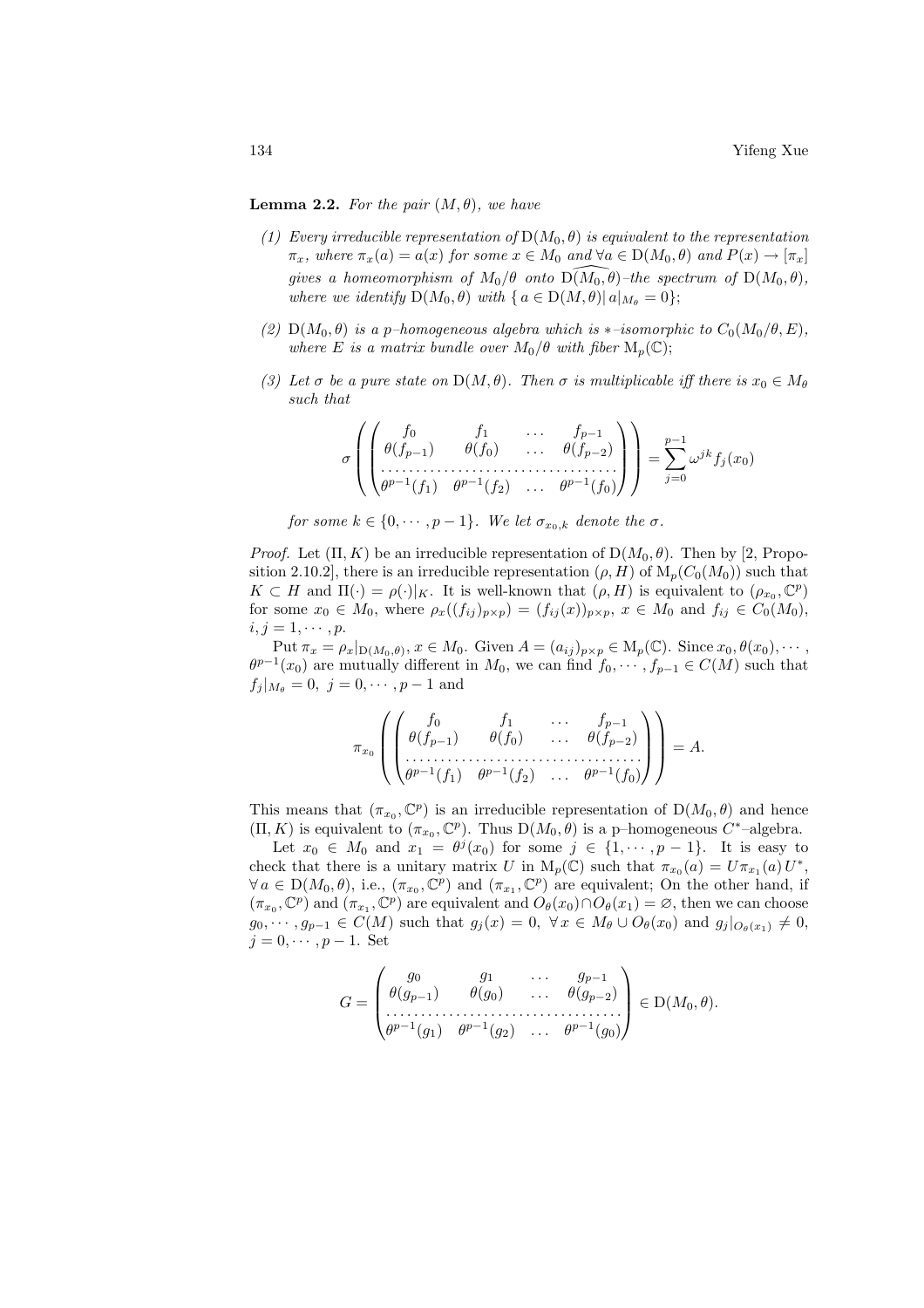**Lemma 2.2.** *For the pair $(M, \theta)$, we have*

*(1) Every irreducible representation of $\mathrm{D}(M_0, \theta)$ is equivalent to the representation $\pi_x$, where $\pi_x(a) = a(x)$ for some $x \in M_0$ and $\forall a \in \mathrm{D}(M_0, \theta)$ and $P(x) \to [\pi_x]$ gives a homeomorphism of $M_0/\theta$ onto $\widehat{\mathrm{D}(M_0, \theta)}$–the spectrum of $\mathrm{D}(M_0, \theta)$, where we identify $\mathrm{D}(M_0, \theta)$ with $\{\, a \in \mathrm{D}(M, \theta) |\, a|_{M_\theta} = 0\}$;*

*(2) $\mathrm{D}(M_0, \theta)$ is a $p$–homogeneous algebra which is $*$–isomorphic to $C_0(M_0/\theta, E)$, where $E$ is a matrix bundle over $M_0/\theta$ with fiber $\mathrm{M}_p(\mathbb{C})$;*

*(3) Let $\sigma$ be a pure state on $\mathrm{D}(M, \theta)$. Then $\sigma$ is multiplicable iff there is $x_0 \in M_\theta$ such that*

$$\sigma\left(\begin{pmatrix} f_0 & f_1 & \dots & f_{p-1} \\ \theta(f_{p-1}) & \theta(f_0) & \dots & \theta(f_{p-2}) \\ \dots & \dots & \dots & \dots \\ \theta^{p-1}(f_1) & \theta^{p-1}(f_2) & \dots & \theta^{p-1}(f_0) \end{pmatrix}\right) = \sum_{j=0}^{p-1} \omega^{jk} f_j(x_0)$$

*for some $k \in \{0, \cdots, p-1\}$. We let $\sigma_{x_0,k}$ denote the $\sigma$.*

*Proof.* Let $(\Pi, K)$ be an irreducible representation of $\mathrm{D}(M_0, \theta)$. Then by [2, Proposition 2.10.2], there is an irreducible representation $(\rho, H)$ of $\mathrm{M}_p(C_0(M_0))$ such that $K \subset H$ and $\Pi(\cdot) = \rho(\cdot)|_K$. It is well-known that $(\rho, H)$ is equivalent to $(\rho_{x_0}, \mathbb{C}^p)$ for some $x_0 \in M_0$, where $\rho_x((f_{ij})_{p\times p}) = (f_{ij}(x))_{p\times p}$, $x \in M_0$ and $f_{ij} \in C_0(M_0)$, $i, j = 1, \cdots, p$.

Put $\pi_x = \rho_x|_{\mathrm{D}(M_0,\theta)}$, $x \in M_0$. Given $A = (a_{ij})_{p\times p} \in \mathrm{M}_p(\mathbb{C})$. Since $x_0, \theta(x_0), \cdots, \theta^{p-1}(x_0)$ are mutually different in $M_0$, we can find $f_0, \cdots, f_{p-1} \in C(M)$ such that $f_j|_{M_\theta} = 0$, $j = 0, \cdots, p-1$ and

$$\pi_{x_0}\left(\begin{pmatrix} f_0 & f_1 & \dots & f_{p-1} \\ \theta(f_{p-1}) & \theta(f_0) & \dots & \theta(f_{p-2}) \\ \dots & \dots & \dots & \dots \\ \theta^{p-1}(f_1) & \theta^{p-1}(f_2) & \dots & \theta^{p-1}(f_0) \end{pmatrix}\right) = A.$$

This means that $(\pi_{x_0}, \mathbb{C}^p)$ is an irreducible representation of $\mathrm{D}(M_0, \theta)$ and hence $(\Pi, K)$ is equivalent to $(\pi_{x_0}, \mathbb{C}^p)$. Thus $\mathrm{D}(M_0, \theta)$ is a p–homogeneous $C^*$–algebra.

Let $x_0 \in M_0$ and $x_1 = \theta^j(x_0)$ for some $j \in \{1, \cdots, p-1\}$. It is easy to check that there is a unitary matrix $U$ in $\mathrm{M}_p(\mathbb{C})$ such that $\pi_{x_0}(a) = U\pi_{x_1}(a)\,U^*$, $\forall\, a \in \mathrm{D}(M_0, \theta)$, i.e., $(\pi_{x_0}, \mathbb{C}^p)$ and $(\pi_{x_1}, \mathbb{C}^p)$ are equivalent; On the other hand, if $(\pi_{x_0}, \mathbb{C}^p)$ and $(\pi_{x_1}, \mathbb{C}^p)$ are equivalent and $O_\theta(x_0) \cap O_\theta(x_1) = \varnothing$, then we can choose $g_0, \cdots, g_{p-1} \in C(M)$ such that $g_j(x) = 0$, $\forall\, x \in M_\theta \cup O_\theta(x_0)$ and $g_j|_{O_\theta(x_1)} \neq 0$, $j = 0, \cdots, p-1$. Set

$$G = \begin{pmatrix} g_0 & g_1 & \dots & g_{p-1} \\ \theta(g_{p-1}) & \theta(g_0) & \dots & \theta(g_{p-2}) \\ \dots & \dots & \dots & \dots \\ \theta^{p-1}(g_1) & \theta^{p-1}(g_2) & \dots & \theta^{p-1}(g_0) \end{pmatrix} \in \mathrm{D}(M_0, \theta).$$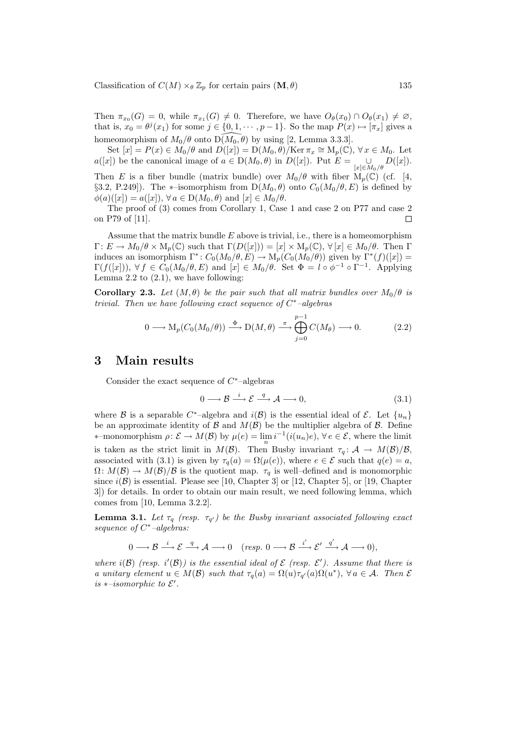Then $\pi_{x_0}(G) = 0$, while $\pi_{x_1}(G) \neq 0$. Therefore, we have $O_\theta(x_0) \cap O_\theta(x_1) \neq \varnothing$, that is, $x_0 = \theta^j(x_1)$ for some $j \in \{0, 1, \cdots, p-1\}$. So the map $P(x) \mapsto [\pi_x]$ gives a homeomorphism of $M_0/\theta$ onto $\widehat{\mathrm{D}(M_0, \theta)}$ by using [2, Lemma 3.3.3].

Set $[x] = P(x) \in M_0/\theta$ and $D([x]) = \mathrm{D}(M_0, \theta)/\mathrm{Ker}\,\pi_x \cong \mathrm{M}_p(\mathbb{C})$, $\forall\, x \in M_0$. Let $a([x])$ be the canonical image of $a \in \mathrm{D}(M_0, \theta)$ in $D([x])$. Put $E = \underset{[x] \in M_0/\theta}{\cup} D([x])$. Then $E$ is a fiber bundle (matrix bundle) over $M_0/\theta$ with fiber $\mathrm{M}_p(\mathbb{C})$ (cf. [4, §3.2, P.249]). The $*$–isomorphism from $\mathrm{D}(M_0, \theta)$ onto $C_0(M_0/\theta, E)$ is defined by $\phi(a)([x]) = a([x])$, $\forall\, a \in \mathrm{D}(M_0, \theta)$ and $[x] \in M_0/\theta$.

The proof of (3) comes from Corollary 1, Case 1 and case 2 on P77 and case 2 on P79 of [11]. □

Assume that the matrix bundle $E$ above is trivial, i.e., there is a homeomorphism $\Gamma\colon E \to M_0/\theta \times \mathrm{M}_p(\mathbb{C})$ such that $\Gamma(D([x])) = [x] \times \mathrm{M}_p(\mathbb{C})$, $\forall\, [x] \in M_0/\theta$. Then $\Gamma$ induces an isomorphism $\Gamma^*\colon C_0(M_0/\theta, E) \to \mathrm{M}_p(C_0(M_0/\theta))$ given by $\Gamma^*(f)([x]) = \Gamma(f([x]))$, $\forall\, f \in C_0(M_0/\theta, E)$ and $[x] \in M_0/\theta$. Set $\Phi = l \circ \phi^{-1} \circ \Gamma^{-1}$. Applying Lemma 2.2 to (2.1), we have following:

**Corollary 2.3.** *Let $(M, \theta)$ be the pair such that all matrix bundles over $M_0/\theta$ is trivial. Then we have following exact sequence of $C^*$–algebras*

$$0 \longrightarrow \mathrm{M}_p(C_0(M_0/\theta)) \xrightarrow{\ \Phi\ } \mathrm{D}(M, \theta) \xrightarrow{\ \pi\ } \bigoplus_{j=0}^{p-1} C(M_\theta) \longrightarrow 0. \tag{2.2}$$

# 3 Main results

Consider the exact sequence of $C^*$–algebras

$$0 \longrightarrow \mathcal{B} \xrightarrow{\ i\ } \mathcal{E} \xrightarrow{\ q\ } \mathcal{A} \longrightarrow 0, \tag{3.1}$$

where $\mathcal{B}$ is a separable $C^*$–algebra and $i(\mathcal{B})$ is the essential ideal of $\mathcal{E}$. Let $\{u_n\}$ be an approximate identity of $\mathcal{B}$ and $M(\mathcal{B})$ be the multiplier algebra of $\mathcal{B}$. Define $*$–monomorphism $\rho\colon \mathcal{E} \to M(\mathcal{B})$ by $\mu(e) = \lim\limits_n i^{-1}(i(u_n)e)$, $\forall\, e \in \mathcal{E}$, where the limit is taken as the strict limit in $M(\mathcal{B})$. Then Busby invariant $\tau_q\colon \mathcal{A} \to M(\mathcal{B})/\mathcal{B}$, associated with (3.1) is given by $\tau_q(a) = \Omega(\mu(e))$, where $e \in \mathcal{E}$ such that $q(e) = a$, $\Omega\colon M(\mathcal{B}) \to M(\mathcal{B})/\mathcal{B}$ is the quotient map. $\tau_q$ is well–defined and is monomorphic since $i(\mathcal{B})$ is essential. Please see [10, Chapter 3] or [12, Chapter 5], or [19, Chapter 3]) for details. In order to obtain our main result, we need following lemma, which comes from [10, Lemma 3.2.2].

**Lemma 3.1.** *Let $\tau_q$ (resp. $\tau_{q'}$) be the Busby invariant associated following exact sequence of $C^*$–algebras:*

$$0 \longrightarrow \mathcal{B} \xrightarrow{\ i\ } \mathcal{E} \xrightarrow{\ q\ } \mathcal{A} \longrightarrow 0 \quad (\textit{resp. } 0 \longrightarrow \mathcal{B} \xrightarrow{\ i'\ } \mathcal{E}' \xrightarrow{\ q'\ } \mathcal{A} \longrightarrow 0),$$

*where $i(\mathcal{B})$ (resp. $i'(\mathcal{B})$) is the essential ideal of $\mathcal{E}$ (resp. $\mathcal{E}'$). Assume that there is a unitary element $u \in M(\mathcal{B})$ such that $\tau_q(a) = \Omega(u)\tau_{q'}(a)\Omega(u^*)$, $\forall\, a \in \mathcal{A}$. Then $\mathcal{E}$ is $*$–isomorphic to $\mathcal{E}'$.*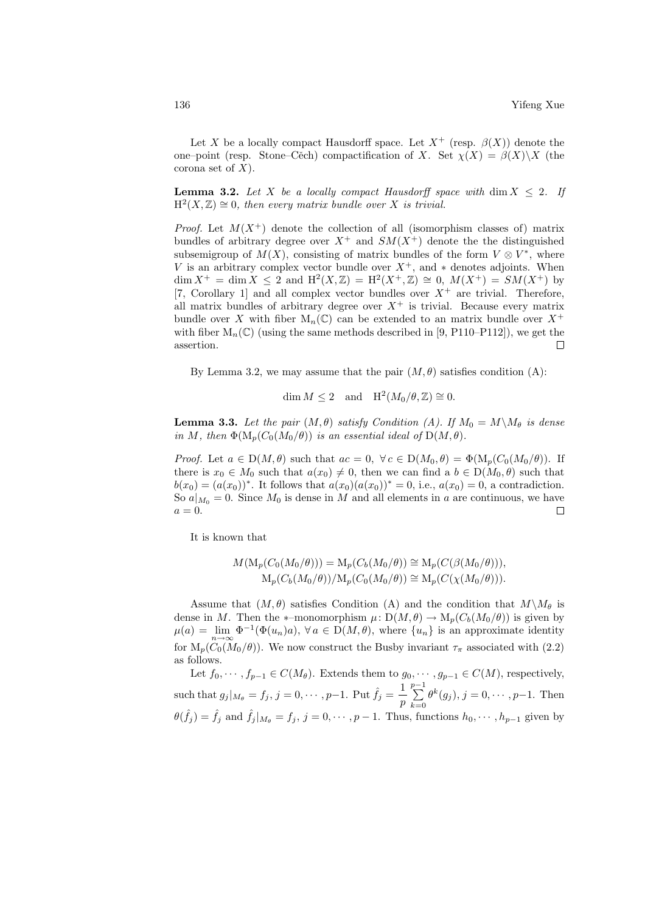Let $X$ be a locally compact Hausdorff space. Let $X^+$ (resp. $\beta(X)$) denote the one–point (resp. Stone–Cěch) compactification of $X$. Set $\chi(X) = \beta(X)\backslash X$ (the corona set of $X$).

**Lemma 3.2.** *Let $X$ be a locally compact Hausdorff space with $\dim X \leq 2$. If $\mathrm{H}^2(X, \mathbb{Z}) \cong 0$, then every matrix bundle over $X$ is trivial.*

*Proof.* Let $M(X^+)$ denote the collection of all (isomorphism classes of) matrix bundles of arbitrary degree over $X^+$ and $SM(X^+)$ denote the the distinguished subsemigroup of $M(X)$, consisting of matrix bundles of the form $V \otimes V^*$, where $V$ is an arbitrary complex vector bundle over $X^+$, and $*$ denotes adjoints. When $\dim X^+ = \dim X \leq 2$ and $\mathrm{H}^2(X, \mathbb{Z}) = \mathrm{H}^2(X^+, \mathbb{Z}) \cong 0$, $M(X^+) = SM(X^+)$ by [7, Corollary 1] and all complex vector bundles over $X^+$ are trivial. Therefore, all matrix bundles of arbitrary degree over $X^+$ is trivial. Because every matrix bundle over $X$ with fiber $\mathrm{M}_n(\mathbb{C})$ can be extended to an matrix bundle over $X^+$ with fiber $\mathrm{M}_n(\mathbb{C})$ (using the same methods described in [9, P110–P112]), we get the assertion. $\square$

By Lemma 3.2, we may assume that the pair $(M, \theta)$ satisfies condition (A):

$$\dim M \leq 2 \quad \text{and} \quad \mathrm{H}^2(M_0/\theta, \mathbb{Z}) \cong 0.$$

**Lemma 3.3.** *Let the pair $(M, \theta)$ satisfy Condition (A). If $M_0 = M\backslash M_\theta$ is dense in $M$, then $\Phi(\mathrm{M}_p(C_0(M_0/\theta))$ is an essential ideal of $\mathrm{D}(M, \theta)$.*

*Proof.* Let $a \in \mathrm{D}(M, \theta)$ such that $ac = 0$, $\forall\, c \in \mathrm{D}(M_0, \theta) = \Phi(\mathrm{M}_p(C_0(M_0/\theta))$. If there is $x_0 \in M_0$ such that $a(x_0) \neq 0$, then we can find a $b \in \mathrm{D}(M_0, \theta)$ such that $b(x_0) = (a(x_0))^*$. It follows that $a(x_0)(a(x_0))^* = 0$, i.e., $a(x_0) = 0$, a contradiction. So $a|_{M_0} = 0$. Since $M_0$ is dense in $M$ and all elements in $a$ are continuous, we have $a = 0$. $\square$

It is known that

$$M(\mathrm{M}_p(C_0(M_0/\theta))) = \mathrm{M}_p(C_b(M_0/\theta)) \cong \mathrm{M}_p(C(\beta(M_0/\theta))),$$
$$\mathrm{M}_p(C_b(M_0/\theta))/\mathrm{M}_p(C_0(M_0/\theta)) \cong \mathrm{M}_p(C(\chi(M_0/\theta))).$$

Assume that $(M, \theta)$ satisfies Condition (A) and the condition that $M\backslash M_\theta$ is dense in $M$. Then the $*$–monomorphism $\mu\colon \mathrm{D}(M, \theta) \to \mathrm{M}_p(C_b(M_0/\theta))$ is given by $\mu(a) = \lim\limits_{n\to\infty} \Phi^{-1}(\Phi(u_n)a)$, $\forall\, a \in \mathrm{D}(M, \theta)$, where $\{u_n\}$ is an approximate identity for $\mathrm{M}_p(C_0(M_0/\theta))$. We now construct the Busby invariant $\tau_\pi$ associated with (2.2) as follows.

Let $f_0, \cdots, f_{p-1} \in C(M_\theta)$. Extends them to $g_0, \cdots, g_{p-1} \in C(M)$, respectively, such that $g_j|_{M_\theta} = f_j$, $j = 0, \cdots, p-1$. Put $\hat{f}_j = \dfrac{1}{p}\sum\limits_{k=0}^{p-1} \theta^k(g_j)$, $j = 0, \cdots, p-1$. Then $\theta(\hat{f}_j) = \hat{f}_j$ and $\hat{f}_j|_{M_\theta} = f_j$, $j = 0, \cdots, p-1$. Thus, functions $h_0, \cdots, h_{p-1}$ given by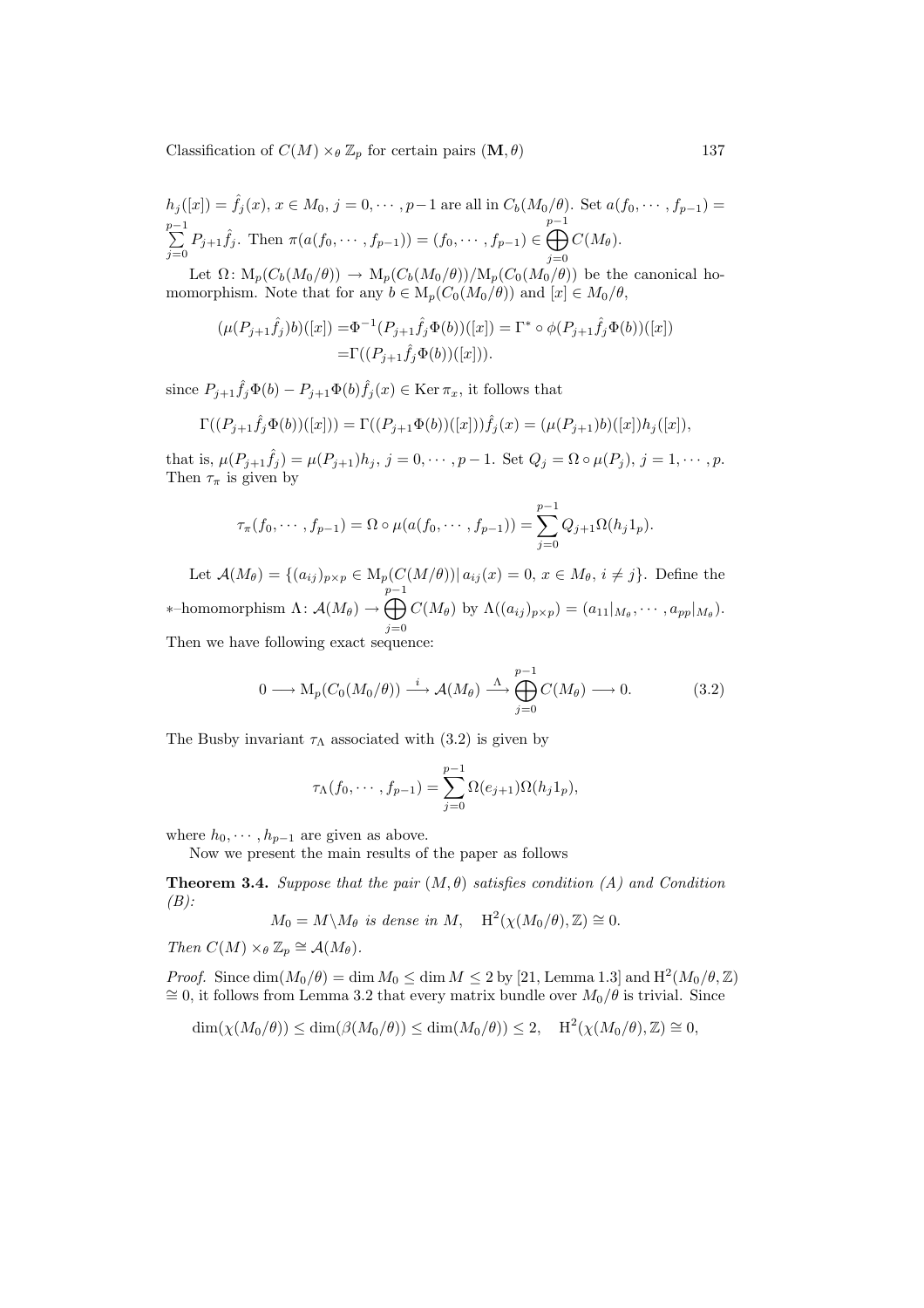$h_j([x]) = \hat{f}_j(x)$, $x \in M_0$, $j = 0, \cdots, p-1$ are all in $C_b(M_0/\theta)$. Set $a(f_0, \cdots, f_{p-1}) = \sum_{j=0}^{p-1} P_{j+1}\hat{f}_j$. Then $\pi(a(f_0, \cdots, f_{p-1})) = (f_0, \cdots, f_{p-1}) \in \bigoplus_{j=0}^{p-1} C(M_\theta)$.

Let $\Omega\colon \mathrm{M}_p(C_b(M_0/\theta)) \to \mathrm{M}_p(C_b(M_0/\theta))/\mathrm{M}_p(C_0(M_0/\theta))$ be the canonical homomorphism. Note that for any $b \in \mathrm{M}_p(C_0(M_0/\theta))$ and $[x] \in M_0/\theta$,

$$\begin{aligned}(\mu(P_{j+1}\hat{f}_j)b)([x]) =& \Phi^{-1}(P_{j+1}\hat{f}_j\Phi(b))([x]) = \Gamma^* \circ \phi(P_{j+1}\hat{f}_j\Phi(b))([x]) \\ =& \Gamma((P_{j+1}\hat{f}_j\Phi(b))([x])).\end{aligned}$$

since $P_{j+1}\hat{f}_j\Phi(b) - P_{j+1}\Phi(b)\hat{f}_j(x) \in \operatorname{Ker}\pi_x$, it follows that

$$\Gamma((P_{j+1}\hat{f}_j\Phi(b))([x])) = \Gamma((P_{j+1}\Phi(b))([x]))\hat{f}_j(x) = (\mu(P_{j+1})b)([x])h_j([x]),$$

that is, $\mu(P_{j+1}\hat{f}_j) = \mu(P_{j+1})h_j$, $j = 0, \cdots, p-1$. Set $Q_j = \Omega \circ \mu(P_j)$, $j = 1, \cdots, p$. Then $\tau_\pi$ is given by

$$\tau_\pi(f_0, \cdots, f_{p-1}) = \Omega \circ \mu(a(f_0, \cdots, f_{p-1})) = \sum_{j=0}^{p-1} Q_{j+1}\Omega(h_j 1_p).$$

Let $\mathcal{A}(M_\theta) = \{(a_{ij})_{p\times p} \in \mathrm{M}_p(C(M/\theta)) |\, a_{ij}(x) = 0,\ x \in M_\theta,\ i \neq j\}$. Define the $*$–homomorphism $\Lambda\colon \mathcal{A}(M_\theta) \to \bigoplus_{j=0}^{p-1} C(M_\theta)$ by $\Lambda((a_{ij})_{p\times p}) = (a_{11}|_{M_\theta}, \cdots, a_{pp}|_{M_\theta})$. Then we have following exact sequence:

$$0 \longrightarrow \mathrm{M}_p(C_0(M_0/\theta)) \xrightarrow{\ i\ } \mathcal{A}(M_\theta) \xrightarrow{\ \Lambda\ } \bigoplus_{j=0}^{p-1} C(M_\theta) \longrightarrow 0. \tag{3.2}$$

The Busby invariant $\tau_\Lambda$ associated with (3.2) is given by

$$\tau_\Lambda(f_0, \cdots, f_{p-1}) = \sum_{j=0}^{p-1} \Omega(e_{j+1})\Omega(h_j 1_p),$$

where $h_0, \cdots, h_{p-1}$ are given as above.

Now we present the main results of the paper as follows

**Theorem 3.4.** *Suppose that the pair $(M, \theta)$ satisfies condition (A) and Condition (B):*

$$M_0 = M\backslash M_\theta \text{ is dense in } M, \quad \mathrm{H}^2(\chi(M_0/\theta), \mathbb{Z}) \cong 0.$$

*Then $C(M) \times_\theta \mathbb{Z}_p \cong \mathcal{A}(M_\theta)$.*

*Proof.* Since $\dim(M_0/\theta) = \dim M_0 \leq \dim M \leq 2$ by [21, Lemma 1.3] and $\mathrm{H}^2(M_0/\theta, \mathbb{Z}) \cong 0$, it follows from Lemma 3.2 that every matrix bundle over $M_0/\theta$ is trivial. Since

$$\dim(\chi(M_0/\theta)) \leq \dim(\beta(M_0/\theta)) \leq \dim(M_0/\theta)) \leq 2, \quad \mathrm{H}^2(\chi(M_0/\theta), \mathbb{Z}) \cong 0,$$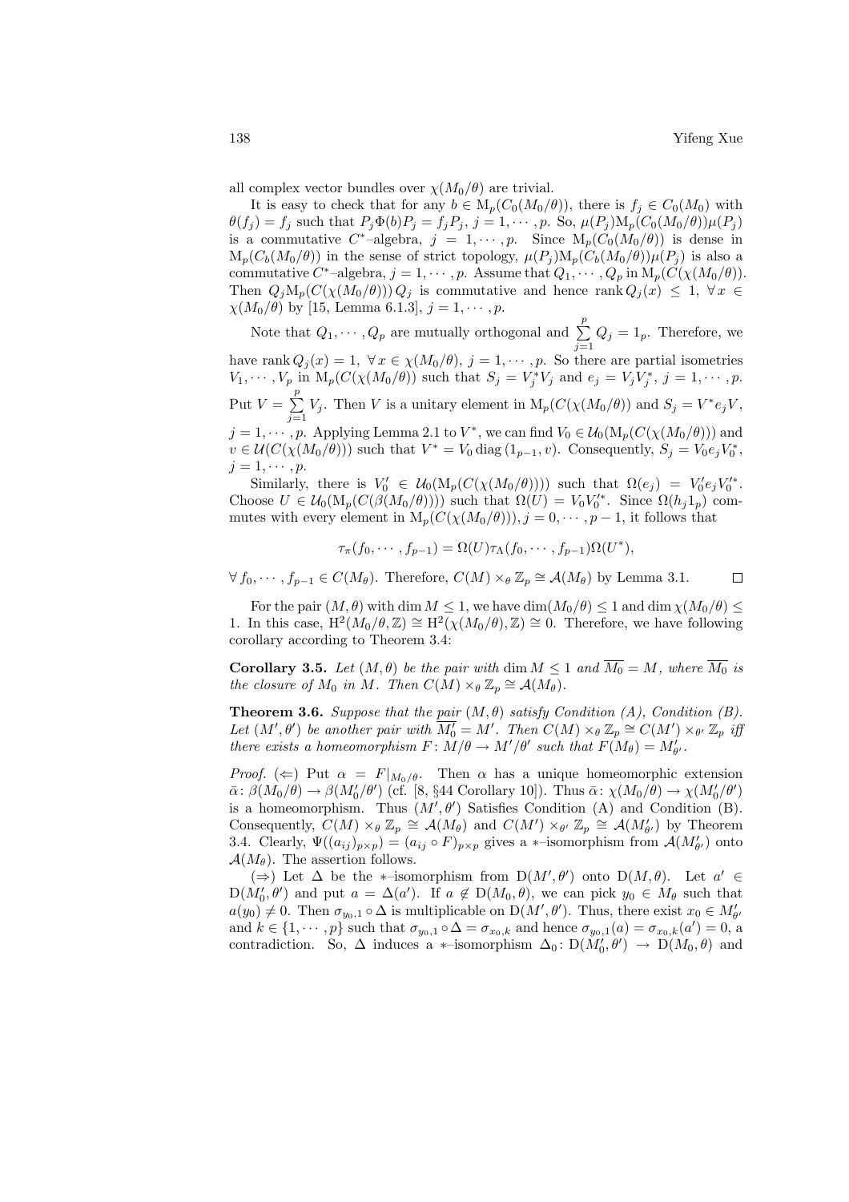all complex vector bundles over $\chi(M_0/\theta)$ are trivial.

It is easy to check that for any $b \in \mathrm{M}_p(C_0(M_0/\theta))$, there is $f_j \in C_0(M_0)$ with $\theta(f_j) = f_j$ such that $P_j\Phi(b)P_j = f_jP_j$, $j = 1, \cdots, p$. So, $\mu(P_j)\mathrm{M}_p(C_0(M_0/\theta))\mu(P_j)$ is a commutative $C^*$–algebra, $j = 1, \cdots, p$. Since $\mathrm{M}_p(C_0(M_0/\theta))$ is dense in $\mathrm{M}_p(C_b(M_0/\theta))$ in the sense of strict topology, $\mu(P_j)\mathrm{M}_p(C_b(M_0/\theta))\mu(P_j)$ is also a commutative $C^*$–algebra, $j = 1, \cdots, p$. Assume that $Q_1, \cdots, Q_p$ in $\mathrm{M}_p(C(\chi(M_0/\theta))$. Then $Q_j\mathrm{M}_p(C(\chi(M_0/\theta)))Q_j$ is commutative and hence $\operatorname{rank} Q_j(x) \leq 1$, $\forall\, x \in \chi(M_0/\theta)$ by [15, Lemma 6.1.3], $j = 1, \cdots, p$.

Note that $Q_1, \cdots, Q_p$ are mutually orthogonal and $\sum\limits_{j=1}^{p} Q_j = 1_p$. Therefore, we have $\operatorname{rank} Q_j(x) = 1$, $\forall\, x \in \chi(M_0/\theta)$, $j = 1, \cdots, p$. So there are partial isometries $V_1, \cdots, V_p$ in $\mathrm{M}_p(C(\chi(M_0/\theta))$ such that $S_j = V_j^*V_j$ and $e_j = V_jV_j^*$, $j = 1, \cdots, p$. Put $V = \sum\limits_{j=1}^{p} V_j$. Then $V$ is a unitary element in $\mathrm{M}_p(C(\chi(M_0/\theta))$ and $S_j = V^*e_jV$, $j = 1, \cdots, p$. Applying Lemma 2.1 to $V^*$, we can find $V_0 \in \mathcal{U}_0(\mathrm{M}_p(C(\chi(M_0/\theta)))$ and $v \in \mathcal{U}(C(\chi(M_0/\theta)))$ such that $V^* = V_0 \operatorname{diag}(1_{p-1}, v)$. Consequently, $S_j = V_0e_jV_0^*$, $j = 1, \cdots, p$.

Similarly, there is $V_0' \in \mathcal{U}_0(\mathrm{M}_p(C(\chi(M_0/\theta))))$ such that $\Omega(e_j) = V_0'e_jV_0'^*$. Choose $U \in \mathcal{U}_0(\mathrm{M}_p(C(\beta(M_0/\theta))))$ such that $\Omega(U) = V_0V_0'^*$. Since $\Omega(h_j1_p)$ commutes with every element in $\mathrm{M}_p(C(\chi(M_0/\theta)))$, $j = 0, \cdots, p-1$, it follows that

$$\tau_\pi(f_0, \cdots, f_{p-1}) = \Omega(U)\tau_\Lambda(f_0, \cdots, f_{p-1})\Omega(U^*),$$

$\forall\, f_0, \cdots, f_{p-1} \in C(M_\theta)$. Therefore, $C(M) \times_\theta \mathbb{Z}_p \cong \mathcal{A}(M_\theta)$ by Lemma 3.1. $\square$

For the pair $(M, \theta)$ with $\dim M \leq 1$, we have $\dim(M_0/\theta) \leq 1$ and $\dim \chi(M_0/\theta) \leq 1$. In this case, $\mathrm{H}^2(M_0/\theta, \mathbb{Z}) \cong \mathrm{H}^2(\chi(M_0/\theta), \mathbb{Z}) \cong 0$. Therefore, we have following corollary according to Theorem 3.4:

**Corollary 3.5.** *Let $(M, \theta)$ be the pair with $\dim M \leq 1$ and $\overline{M_0} = M$, where $\overline{M_0}$ is the closure of $M_0$ in $M$. Then $C(M) \times_\theta \mathbb{Z}_p \cong \mathcal{A}(M_\theta)$.*

**Theorem 3.6.** *Suppose that the pair $(M, \theta)$ satisfy Condition (A), Condition (B). Let $(M', \theta')$ be another pair with $\overline{M_0'} = M'$. Then $C(M) \times_\theta \mathbb{Z}_p \cong C(M') \times_{\theta'} \mathbb{Z}_p$ iff there exists a homeomorphism $F\colon M/\theta \to M'/\theta'$ such that $F(M_\theta) = M'_{\theta'}$.*

*Proof.* ($\Leftarrow$) Put $\alpha = F|_{M_0/\theta}$. Then $\alpha$ has a unique homeomorphic extension $\bar{\alpha}\colon \beta(M_0/\theta) \to \beta(M_0'/\theta')$ (cf. [8, §44 Corollary 10]). Thus $\bar{\alpha}\colon \chi(M_0/\theta) \to \chi(M_0'/\theta')$ is a homeomorphism. Thus $(M', \theta')$ Satisfies Condition (A) and Condition (B). Consequently, $C(M) \times_\theta \mathbb{Z}_p \cong \mathcal{A}(M_\theta)$ and $C(M') \times_{\theta'} \mathbb{Z}_p \cong \mathcal{A}(M'_{\theta'})$ by Theorem 3.4. Clearly, $\Psi((a_{ij})_{p\times p}) = (a_{ij} \circ F)_{p\times p}$ gives a $*$–isomorphism from $\mathcal{A}(M'_{\theta'})$ onto $\mathcal{A}(M_\theta)$. The assertion follows.

($\Rightarrow$) Let $\Delta$ be the $*$–isomorphism from $\mathrm{D}(M', \theta')$ onto $\mathrm{D}(M, \theta)$. Let $a' \in \mathrm{D}(M_0', \theta')$ and put $a = \Delta(a')$. If $a \notin \mathrm{D}(M_0, \theta)$, we can pick $y_0 \in M_\theta$ such that $a(y_0) \neq 0$. Then $\sigma_{y_0,1} \circ \Delta$ is multiplicable on $\mathrm{D}(M', \theta')$. Thus, there exist $x_0 \in M'_{\theta'}$ and $k \in \{1, \cdots, p\}$ such that $\sigma_{y_0,1} \circ \Delta = \sigma_{x_0,k}$ and hence $\sigma_{y_0,1}(a) = \sigma_{x_0,k}(a') = 0$, a contradiction. So, $\Delta$ induces a $*$–isomorphism $\Delta_0\colon \mathrm{D}(M_0', \theta') \to \mathrm{D}(M_0, \theta)$ and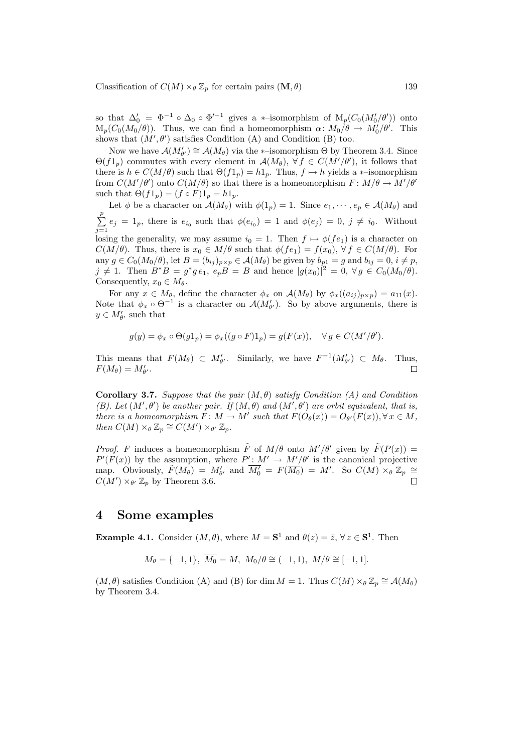so that $\Delta_0' = \Phi^{-1} \circ \Delta_0 \circ \Phi'^{-1}$ gives a $*$–isomorphism of $\mathrm{M}_p(C_0(M_0'/\theta'))$ onto $\mathrm{M}_p(C_0(M_0/\theta))$. Thus, we can find a homeomorphism $\alpha \colon M_0/\theta \to M_0'/\theta'$. This shows that $(M', \theta')$ satisfies Condition (A) and Condition (B) too.

Now we have $\mathcal{A}(M'_{\theta'}) \cong \mathcal{A}(M_\theta)$ via the $*$–isomorphism $\Theta$ by Theorem 3.4. Since $\Theta(f1_p)$ commutes with every element in $\mathcal{A}(M_\theta)$, $\forall\, f \in C(M'/\theta')$, it follows that there is $h \in C(M/\theta)$ such that $\Theta(f1_p) = h1_p$. Thus, $f \mapsto h$ yields a $*$–isomorphism from $C(M'/\theta')$ onto $C(M/\theta)$ so that there is a homeomorphism $F \colon M/\theta \to M'/\theta'$ such that $\Theta(f1_p) = (f \circ F)1_p = h1_p$.

Let $\phi$ be a character on $\mathcal{A}(M_\theta)$ with $\phi(1_p) = 1$. Since $e_1, \cdots, e_p \in \mathcal{A}(M_\theta)$ and $\sum\limits_{j=1}^{p} e_j = 1_p$, there is $e_{i_0}$ such that $\phi(e_{i_0}) = 1$ and $\phi(e_j) = 0$, $j \neq i_0$. Without losing the generality, we may assume $i_0 = 1$. Then $f \mapsto \phi(fe_1)$ is a character on $C(M/\theta)$. Thus, there is $x_0 \in M/\theta$ such that $\phi(fe_1) = f(x_0)$, $\forall\, f \in C(M/\theta)$. For any $g \in C_0(M_0/\theta)$, let $B = (b_{ij})_{p\times p} \in \mathcal{A}(M_\theta)$ be given by $b_{p1} = g$ and $b_{ij} = 0$, $i \neq p$, $j \neq 1$. Then $B^*B = g^*g\, e_1$, $e_pB = B$ and hence $|g(x_0)|^2 = 0$, $\forall\, g \in C_0(M_0/\theta)$. Consequently, $x_0 \in M_\theta$.

For any $x \in M_\theta$, define the character $\phi_x$ on $\mathcal{A}(M_\theta)$ by $\phi_x((a_{ij})_{p\times p}) = a_{11}(x)$. Note that $\phi_x \circ \Theta^{-1}$ is a character on $\mathcal{A}(M'_{\theta'})$. So by above arguments, there is $y \in M'_{\theta'}$ such that

$$g(y) = \phi_x \circ \Theta(g1_p) = \phi_x((g \circ F)1_p) = g(F(x)), \quad \forall\, g \in C(M'/\theta').$$

This means that $F(M_\theta) \subset M'_{\theta'}$. Similarly, we have $F^{-1}(M'_{\theta'}) \subset M_\theta$. Thus, $F(M_\theta) = M'_{\theta'}$. $\square$

**Corollary 3.7.** *Suppose that the pair $(M, \theta)$ satisfy Condition (A) and Condition (B). Let $(M', \theta')$ be another pair. If $(M, \theta)$ and $(M', \theta')$ are orbit equivalent, that is, there is a homeomorphism $F \colon M \to M'$ such that $F(O_\theta(x)) = O_{\theta'}(F(x)), \forall\, x \in M$, then $C(M) \times_\theta \mathbb{Z}_p \cong C(M') \times_{\theta'} \mathbb{Z}_p$.*

*Proof.* $F$ induces a homeomorphism $\tilde{F}$ of $M/\theta$ onto $M'/\theta'$ given by $\tilde{F}(P(x)) = P'(F(x))$ by the assumption, where $P' \colon M' \to M'/\theta'$ is the canonical projective map. Obviously, $\tilde{F}(M_\theta) = M'_{\theta'}$ and $\overline{M_0'} = F(\overline{M_0}) = M'$. So $C(M) \times_\theta \mathbb{Z}_p \cong C(M') \times_{\theta'} \mathbb{Z}_p$ by Theorem 3.6. $\square$

## 4 Some examples

**Example 4.1.** Consider $(M, \theta)$, where $M = \mathbf{S}^1$ and $\theta(z) = \bar{z}$, $\forall\, z \in \mathbf{S}^1$. Then

$$M_\theta = \{-1, 1\},\ \overline{M_0} = M,\ M_0/\theta \cong (-1, 1),\ M/\theta \cong [-1, 1].$$

$(M, \theta)$ satisfies Condition (A) and (B) for $\dim M = 1$. Thus $C(M) \times_\theta \mathbb{Z}_p \cong \mathcal{A}(M_\theta)$ by Theorem 3.4.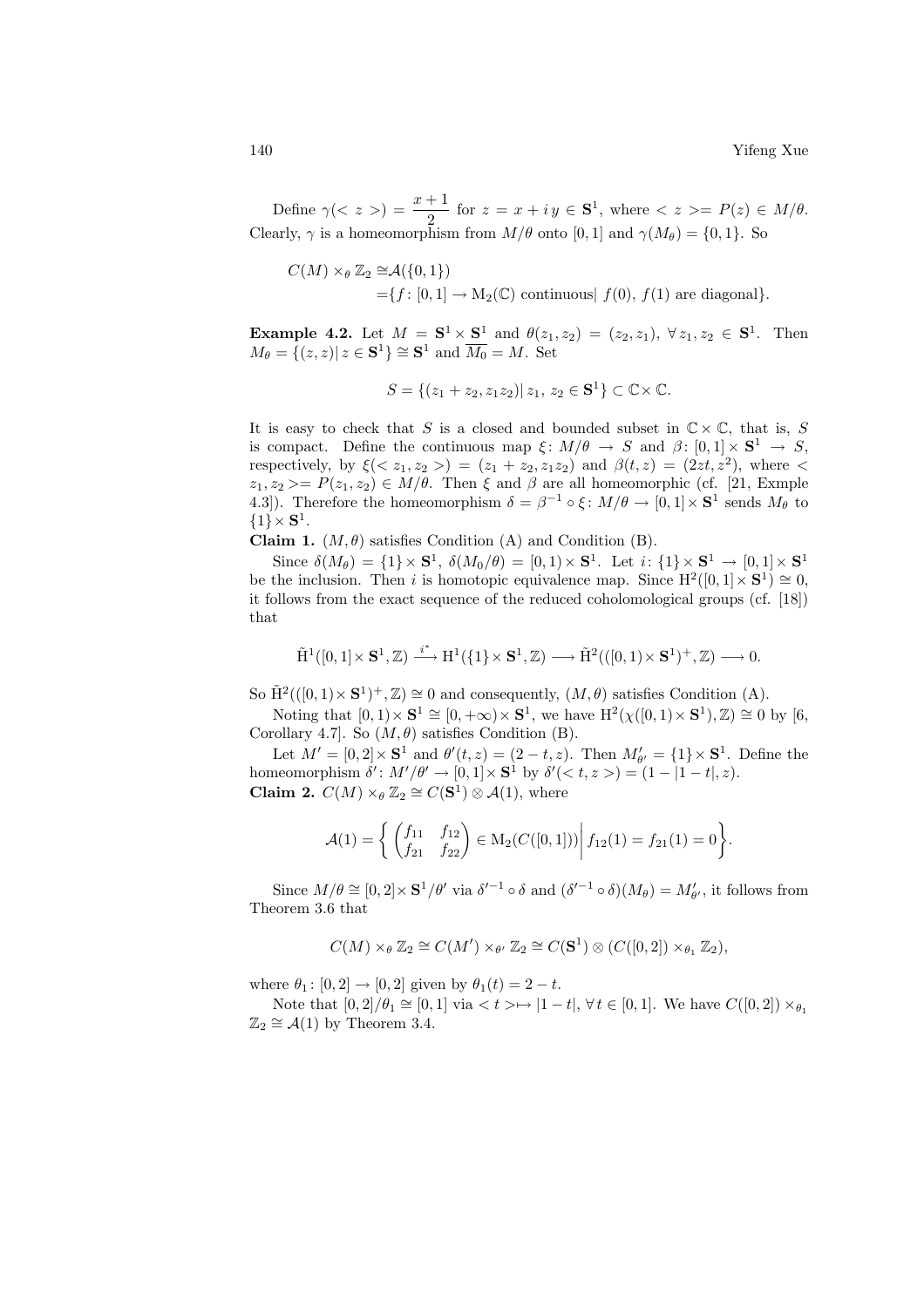Define $\gamma(< z >) = \dfrac{x+1}{2}$ for $z = x + i\,y \in \mathbf{S}^1$, where $< z >= P(z) \in M/\theta$. Clearly, $\gamma$ is a homeomorphism from $M/\theta$ onto $[0,1]$ and $\gamma(M_\theta) = \{0,1\}$. So

$$
\begin{aligned}
C(M) \times_\theta \mathbb{Z}_2 \cong& \mathcal{A}(\{0,1\}) \\
=& \{f\colon [0,1] \to \mathrm{M}_2(\mathbb{C}) \text{ continuous} |\ f(0),\ f(1) \text{ are diagonal}\}.
\end{aligned}
$$

**Example 4.2.** Let $M = \mathbf{S}^1 \times \mathbf{S}^1$ and $\theta(z_1, z_2) = (z_2, z_1)$, $\forall\, z_1, z_2 \in \mathbf{S}^1$. Then $M_\theta = \{(z,z) |\, z \in \mathbf{S}^1\} \cong \mathbf{S}^1$ and $\overline{M_0} = M$. Set

$$
S = \{(z_1 + z_2, z_1 z_2) |\, z_1,\ z_2 \in \mathbf{S}^1\} \subset \mathbb{C} \times \mathbb{C}.
$$

It is easy to check that $S$ is a closed and bounded subset in $\mathbb{C} \times \mathbb{C}$, that is, $S$ is compact. Define the continuous map $\xi\colon M/\theta \to S$ and $\beta\colon [0,1] \times \mathbf{S}^1 \to S$, respectively, by $\xi(< z_1, z_2 >) = (z_1 + z_2, z_1 z_2)$ and $\beta(t,z) = (2zt, z^2)$, where $< z_1, z_2 >= P(z_1, z_2) \in M/\theta$. Then $\xi$ and $\beta$ are all homeomorphic (cf. [21, Exmple 4.3]). Therefore the homeomorphism $\delta = \beta^{-1} \circ \xi\colon M/\theta \to [0,1] \times \mathbf{S}^1$ sends $M_\theta$ to $\{1\} \times \mathbf{S}^1$.

**Claim 1.** $(M, \theta)$ satisfies Condition (A) and Condition (B).

Since $\delta(M_\theta) = \{1\} \times \mathbf{S}^1$, $\delta(M_0/\theta) = [0,1) \times \mathbf{S}^1$. Let $i\colon \{1\} \times \mathbf{S}^1 \to [0,1] \times \mathbf{S}^1$ be the inclusion. Then $i$ is homotopic equivalence map. Since $\mathrm{H}^2([0,1] \times \mathbf{S}^1) \cong 0$, it follows from the exact sequence of the reduced coholomological groups (cf. [18]) that

$$
\tilde{\mathrm{H}}^1([0,1] \times \mathbf{S}^1, \mathbb{Z}) \xrightarrow{\ i^*\ } \mathrm{H}^1(\{1\} \times \mathbf{S}^1, \mathbb{Z}) \longrightarrow \tilde{\mathrm{H}}^2(([0,1) \times \mathbf{S}^1)^+, \mathbb{Z}) \longrightarrow 0.
$$

So $\tilde{\mathrm{H}}^2(([0,1) \times \mathbf{S}^1)^+, \mathbb{Z}) \cong 0$ and consequently, $(M, \theta)$ satisfies Condition (A).

Noting that $[0,1) \times \mathbf{S}^1 \cong [0, +\infty) \times \mathbf{S}^1$, we have $\mathrm{H}^2(\chi([0,1) \times \mathbf{S}^1), \mathbb{Z}) \cong 0$ by [6, Corollary 4.7]. So $(M, \theta)$ satisfies Condition (B).

Let $M' = [0,2] \times \mathbf{S}^1$ and $\theta'(t,z) = (2-t, z)$. Then $M'_{\theta'} = \{1\} \times \mathbf{S}^1$. Define the homeomorphism $\delta'\colon M'/\theta' \to [0,1] \times \mathbf{S}^1$ by $\delta'(< t, z >) = (1 - |1-t|, z)$.

**Claim 2.** $C(M) \times_\theta \mathbb{Z}_2 \cong C(\mathbf{S}^1) \otimes \mathcal{A}(1)$, where

$$
\mathcal{A}(1) = \left\{ \begin{pmatrix} f_{11} & f_{12} \\ f_{21} & f_{22} \end{pmatrix} \in \mathrm{M}_2(C([0,1])) \middle|\, f_{12}(1) = f_{21}(1) = 0 \right\}.
$$

Since $M/\theta \cong [0,2] \times \mathbf{S}^1/\theta'$ via $\delta'^{-1} \circ \delta$ and $(\delta'^{-1} \circ \delta)(M_\theta) = M'_{\theta'}$, it follows from Theorem 3.6 that

$$
C(M) \times_\theta \mathbb{Z}_2 \cong C(M') \times_{\theta'} \mathbb{Z}_2 \cong C(\mathbf{S}^1) \otimes (C([0,2]) \times_{\theta_1} \mathbb{Z}_2),
$$

where $\theta_1\colon [0,2] \to [0,2]$ given by $\theta_1(t) = 2 - t$.

Note that $[0,2]/\theta_1 \cong [0,1]$ via $< t > \mapsto |1-t|$, $\forall\, t \in [0,1]$. We have $C([0,2]) \times_{\theta_1} \mathbb{Z}_2 \cong \mathcal{A}(1)$ by Theorem 3.4.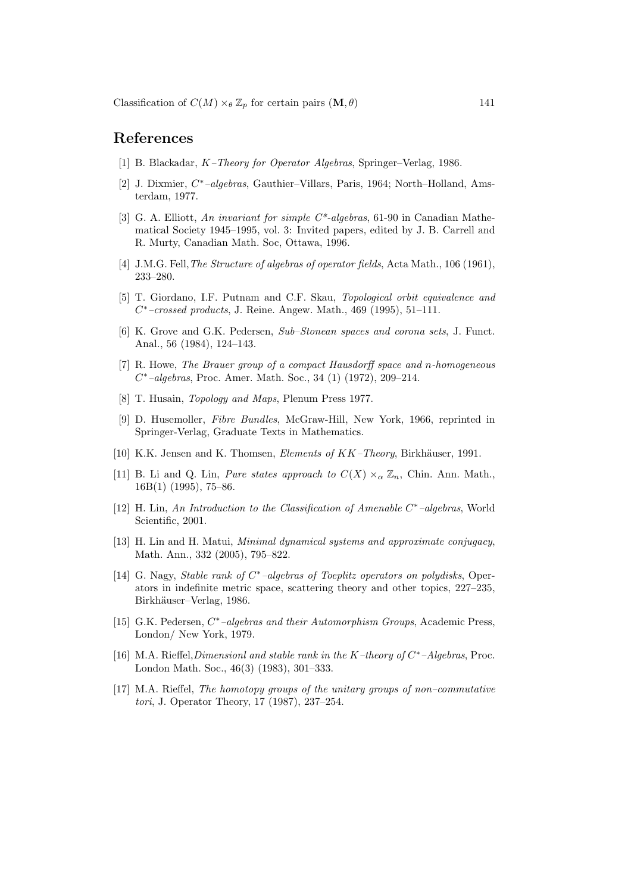## References

[1] B. Blackadar, *K–Theory for Operator Algebras*, Springer–Verlag, 1986.

[2] J. Dixmier, *$C^*$–algebras*, Gauthier–Villars, Paris, 1964; North–Holland, Amsterdam, 1977.

[3] G. A. Elliott, *An invariant for simple $C^*$-algebras*, 61-90 in Canadian Mathematical Society 1945–1995, vol. 3: Invited papers, edited by J. B. Carrell and R. Murty, Canadian Math. Soc, Ottawa, 1996.

[4] J.M.G. Fell,*The Structure of algebras of operator fields*, Acta Math., 106 (1961), 233–280.

[5] T. Giordano, I.F. Putnam and C.F. Skau, *Topological orbit equivalence and $C^*$–crossed products*, J. Reine. Angew. Math., 469 (1995), 51–111.

[6] K. Grove and G.K. Pedersen, *Sub–Stonean spaces and corona sets*, J. Funct. Anal., 56 (1984), 124–143.

[7] R. Howe, *The Brauer group of a compact Hausdorff space and $n$-homogeneous $C^*$–algebras*, Proc. Amer. Math. Soc., 34 (1) (1972), 209–214.

[8] T. Husain, *Topology and Maps*, Plenum Press 1977.

[9] D. Husemoller, *Fibre Bundles*, McGraw-Hill, New York, 1966, reprinted in Springer-Verlag, Graduate Texts in Mathematics.

[10] K.K. Jensen and K. Thomsen, *Elements of KK–Theory*, Birkhäuser, 1991.

[11] B. Li and Q. Lin, *Pure states approach to $C(X) \times_\alpha \mathbb{Z}_n$*, Chin. Ann. Math., 16B(1) (1995), 75–86.

[12] H. Lin, *An Introduction to the Classification of Amenable $C^*$–algebras*, World Scientific, 2001.

[13] H. Lin and H. Matui, *Minimal dynamical systems and approximate conjugacy*, Math. Ann., 332 (2005), 795–822.

[14] G. Nagy, *Stable rank of $C^*$–algebras of Toeplitz operators on polydisks*, Operators in indefinite metric space, scattering theory and other topics, 227–235, Birkhäuser–Verlag, 1986.

[15] G.K. Pedersen, *$C^*$–algebras and their Automorphism Groups*, Academic Press, London/ New York, 1979.

[16] M.A. Rieffel,*Dimensionl and stable rank in the K–theory of $C^*$–Algebras*, Proc. London Math. Soc., 46(3) (1983), 301–333.

[17] M.A. Rieffel, *The homotopy groups of the unitary groups of non–commutative tori*, J. Operator Theory, 17 (1987), 237–254.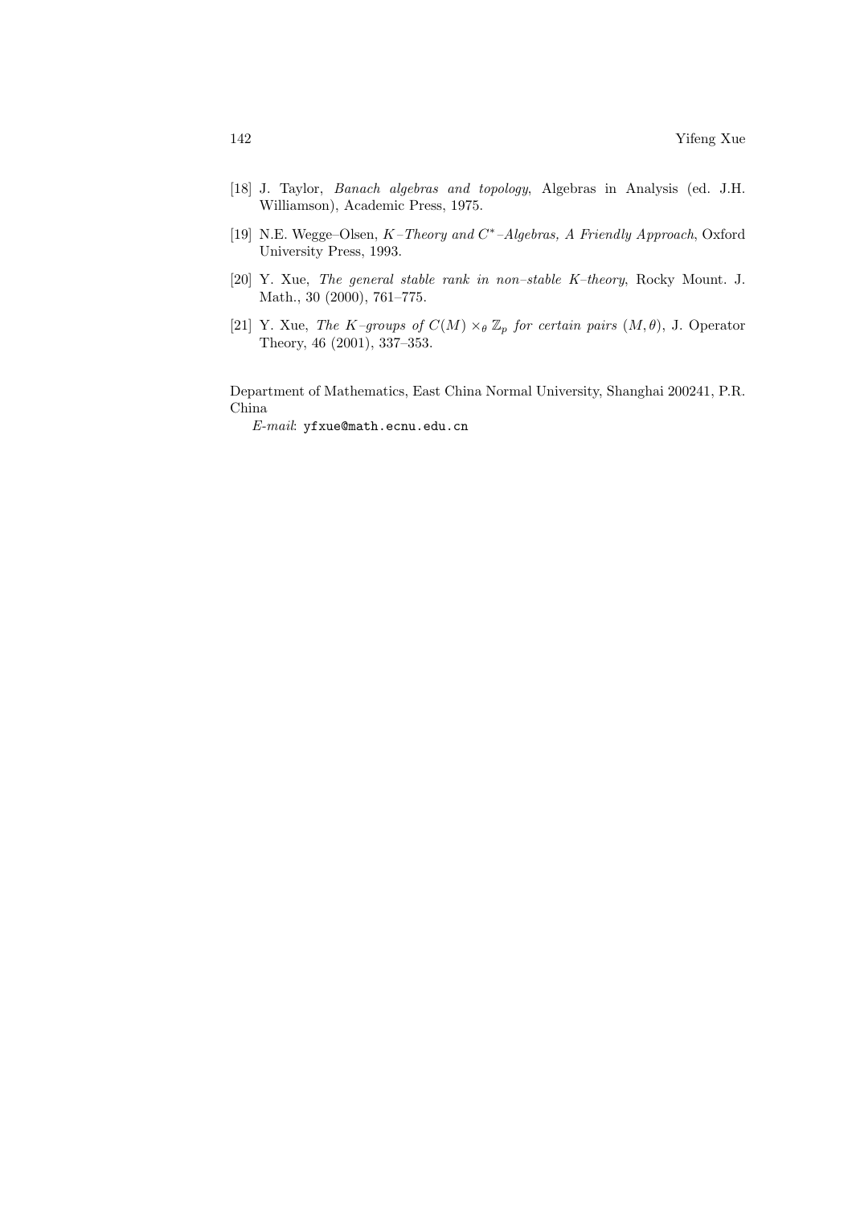[18] J. Taylor, *Banach algebras and topology*, Algebras in Analysis (ed. J.H. Williamson), Academic Press, 1975.

[19] N.E. Wegge–Olsen, *K–Theory and $C^*$–Algebras, A Friendly Approach*, Oxford University Press, 1993.

[20] Y. Xue, *The general stable rank in non–stable K–theory*, Rocky Mount. J. Math., 30 (2000), 761–775.

[21] Y. Xue, *The K–groups of $C(M) \times_\theta \mathbb{Z}_p$ for certain pairs $(M, \theta)$*, J. Operator Theory, 46 (2001), 337–353.

Department of Mathematics, East China Normal University, Shanghai 200241, P.R. China

*E-mail*: yfxue@math.ecnu.edu.cn